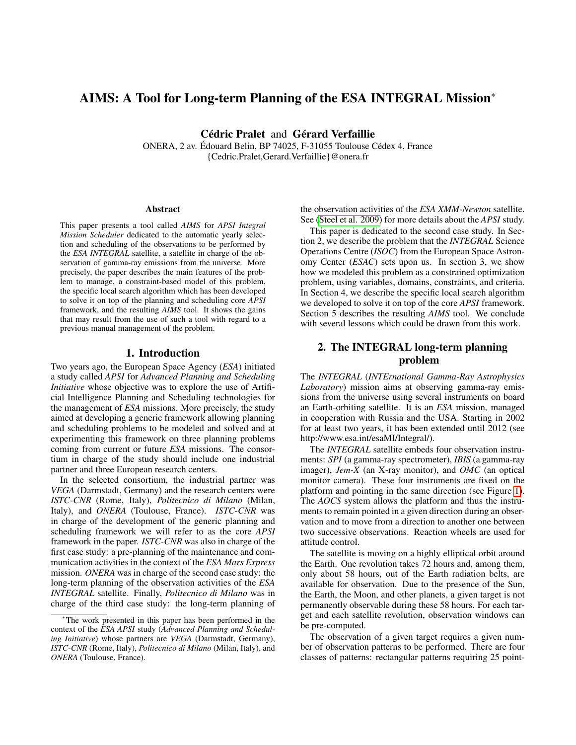# AIMS: A Tool for Long-term Planning of the ESA INTEGRAL Mission*

**Cédric Pralet** and **Gérard Verfaillie**

ONERA, 2 av. Édouard Belin, BP 74025, F-31055 Toulouse Cédex 4, France
{Cedric.Pralet,Gerard.Verfaillie}@onera.fr

### Abstract

This paper presents a tool called *AIMS* for *APSI Integral Mission Scheduler* dedicated to the automatic yearly selection and scheduling of the observations to be performed by the *ESA INTEGRAL* satellite, a satellite in charge of the observation of gamma-ray emissions from the universe. More precisely, the paper describes the main features of the problem to manage, a constraint-based model of this problem, the specific local search algorithm which has been developed to solve it on top of the planning and scheduling core *APSI* framework, and the resulting *AIMS* tool. It shows the gains that may result from the use of such a tool with regard to a previous manual management of the problem.

## 1. Introduction

Two years ago, the European Space Agency (*ESA*) initiated a study called *APSI* for *Advanced Planning and Scheduling Initiative* whose objective was to explore the use of Artificial Intelligence Planning and Scheduling technologies for the management of *ESA* missions. More precisely, the study aimed at developing a generic framework allowing planning and scheduling problems to be modeled and solved and at experimenting this framework on three planning problems coming from current or future *ESA* missions. The consortium in charge of the study should include one industrial partner and three European research centers.

In the selected consortium, the industrial partner was *VEGA* (Darmstadt, Germany) and the research centers were *ISTC-CNR* (Rome, Italy), *Politecnico di Milano* (Milan, Italy), and *ONERA* (Toulouse, France). *ISTC-CNR* was in charge of the development of the generic planning and scheduling framework we will refer to as the core *APSI* framework in the paper. *ISTC-CNR* was also in charge of the first case study: a pre-planning of the maintenance and communication activities in the context of the *ESA Mars Express* mission. *ONERA* was in charge of the second case study: the long-term planning of the observation activities of the *ESA INTEGRAL* satellite. Finally, *Politecnico di Milano* was in charge of the third case study: the long-term planning of the observation activities of the *ESA XMM-Newton* satellite. See (Steel et al. 2009) for more details about the *APSI* study.

This paper is dedicated to the second case study. In Section 2, we describe the problem that the *INTEGRAL* Science Operations Centre (*ISOC*) from the European Space Astronomy Center (*ESAC*) sets upon us. In section 3, we show how we modeled this problem as a constrained optimization problem, using variables, domains, constraints, and criteria. In Section 4, we describe the specific local search algorithm we developed to solve it on top of the core *APSI* framework. Section 5 describes the resulting *AIMS* tool. We conclude with several lessons which could be drawn from this work.

## 2. The INTEGRAL long-term planning problem

The *INTEGRAL* (*INTErnational Gamma-Ray Astrophysics Laboratory*) mission aims at observing gamma-ray emissions from the universe using several instruments on board an Earth-orbiting satellite. It is an *ESA* mission, managed in cooperation with Russia and the USA. Starting in 2002 for at least two years, it has been extended until 2012 (see http://www.esa.int/esaMI/Integral/).

The *INTEGRAL* satellite embeds four observation instruments: *SPI* (a gamma-ray spectrometer), *IBIS* (a gamma-ray imager), *Jem-X* (an X-ray monitor), and *OMC* (an optical monitor camera). These four instruments are fixed on the platform and pointing in the same direction (see Figure 1). The *AOCS* system allows the platform and thus the instruments to remain pointed in a given direction during an observation and to move from a direction to another one between two successive observations. Reaction wheels are used for attitude control.

The satellite is moving on a highly elliptical orbit around the Earth. One revolution takes 72 hours and, among them, only about 58 hours, out of the Earth radiation belts, are available for observation. Due to the presence of the Sun, the Earth, the Moon, and other planets, a given target is not permanently observable during these 58 hours. For each target and each satellite revolution, observation windows can be pre-computed.

The observation of a given target requires a given number of observation patterns to be performed. There are four classes of patterns: rectangular patterns requiring 25 point-

*The work presented in this paper has been performed in the context of the *ESA APSI* study (*Advanced Planning and Scheduling Initiative*) whose partners are *VEGA* (Darmstadt, Germany), *ISTC-CNR* (Rome, Italy), *Politecnico di Milano* (Milan, Italy), and *ONERA* (Toulouse, France).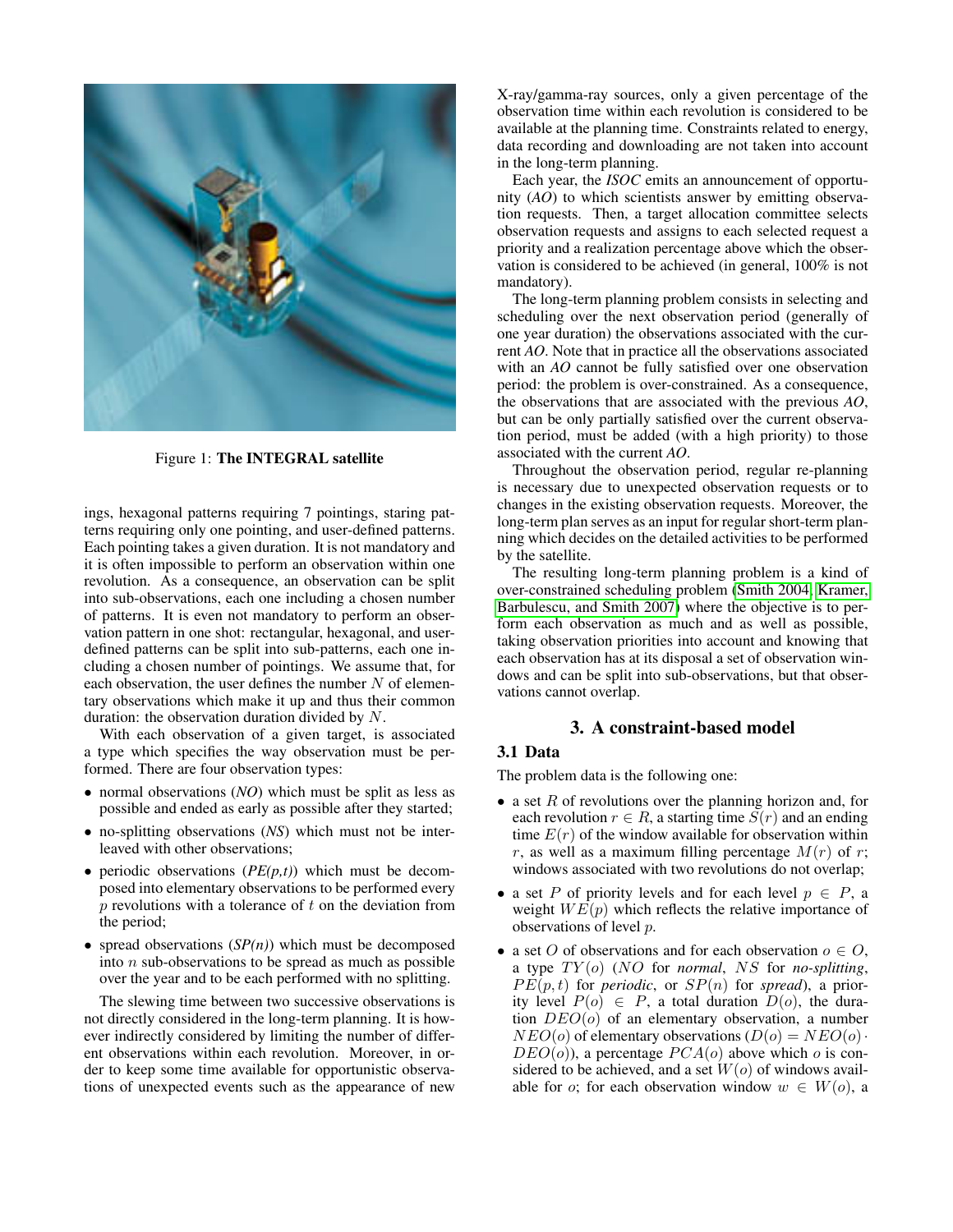Figure 1: **The INTEGRAL satellite**

ings, hexagonal patterns requiring 7 pointings, staring patterns requiring only one pointing, and user-defined patterns. Each pointing takes a given duration. It is not mandatory and it is often impossible to perform an observation within one revolution. As a consequence, an observation can be split into sub-observations, each one including a chosen number of patterns. It is even not mandatory to perform an observation pattern in one shot: rectangular, hexagonal, and user-defined patterns can be split into sub-patterns, each one including a chosen number of pointings. We assume that, for each observation, the user defines the number $N$ of elementary observations which make it up and thus their common duration: the observation duration divided by $N$.

With each observation of a given target, is associated a type which specifies the way observation must be performed. There are four observation types:

- normal observations (*NO*) which must be split as less as possible and ended as early as possible after they started;
- no-splitting observations (*NS*) which must not be interleaved with other observations;
- periodic observations (*PE(p,t)*) which must be decomposed into elementary observations to be performed every $p$ revolutions with a tolerance of $t$ on the deviation from the period;
- spread observations (*SP(n)*) which must be decomposed into $n$ sub-observations to be spread as much as possible over the year and to be each performed with no splitting.

The slewing time between two successive observations is not directly considered in the long-term planning. It is however indirectly considered by limiting the number of different observations within each revolution. Moreover, in order to keep some time available for opportunistic observations of unexpected events such as the appearance of new X-ray/gamma-ray sources, only a given percentage of the observation time within each revolution is considered to be available at the planning time. Constraints related to energy, data recording and downloading are not taken into account in the long-term planning.

Each year, the *ISOC* emits an announcement of opportunity (*AO*) to which scientists answer by emitting observation requests. Then, a target allocation committee selects observation requests and assigns to each selected request a priority and a realization percentage above which the observation is considered to be achieved (in general, 100% is not mandatory).

The long-term planning problem consists in selecting and scheduling over the next observation period (generally of one year duration) the observations associated with the current *AO*. Note that in practice all the observations associated with an *AO* cannot be fully satisfied over one observation period: the problem is over-constrained. As a consequence, the observations that are associated with the previous *AO*, but can be only partially satisfied over the current observation period, must be added (with a high priority) to those associated with the current *AO*.

Throughout the observation period, regular re-planning is necessary due to unexpected observation requests or to changes in the existing observation requests. Moreover, the long-term plan serves as an input for regular short-term planning which decides on the detailed activities to be performed by the satellite.

The resulting long-term planning problem is a kind of over-constrained scheduling problem (Smith 2004; Kramer, Barbulescu, and Smith 2007) where the objective is to perform each observation as much and as well as possible, taking observation priorities into account and knowing that each observation has at its disposal a set of observation windows and can be split into sub-observations, but that observations cannot overlap.

## 3. A constraint-based model

### 3.1 Data

The problem data is the following one:

- a set $R$ of revolutions over the planning horizon and, for each revolution $r \in R$, a starting time $S(r)$ and an ending time $E(r)$ of the window available for observation within $r$, as well as a maximum filling percentage $M(r)$ of $r$; windows associated with two revolutions do not overlap;
- a set $P$ of priority levels and for each level $p \in P$, a weight $WE(p)$ which reflects the relative importance of observations of level $p$.
- a set $O$ of observations and for each observation $o \in O$, a type $TY(o)$ ($NO$ for *normal*, $NS$ for *no-splitting*, $PE(p,t)$ for *periodic*, or $SP(n)$ for *spread*), a priority level $P(o) \in P$, a total duration $D(o)$, the duration $DEO(o)$ of an elementary observation, a number $NEO(o)$ of elementary observations ($D(o) = NEO(o) \cdot DEO(o)$), a percentage $PCA(o)$ above which $o$ is considered to be achieved, and a set $W(o)$ of windows available for $o$; for each observation window $w \in W(o)$, a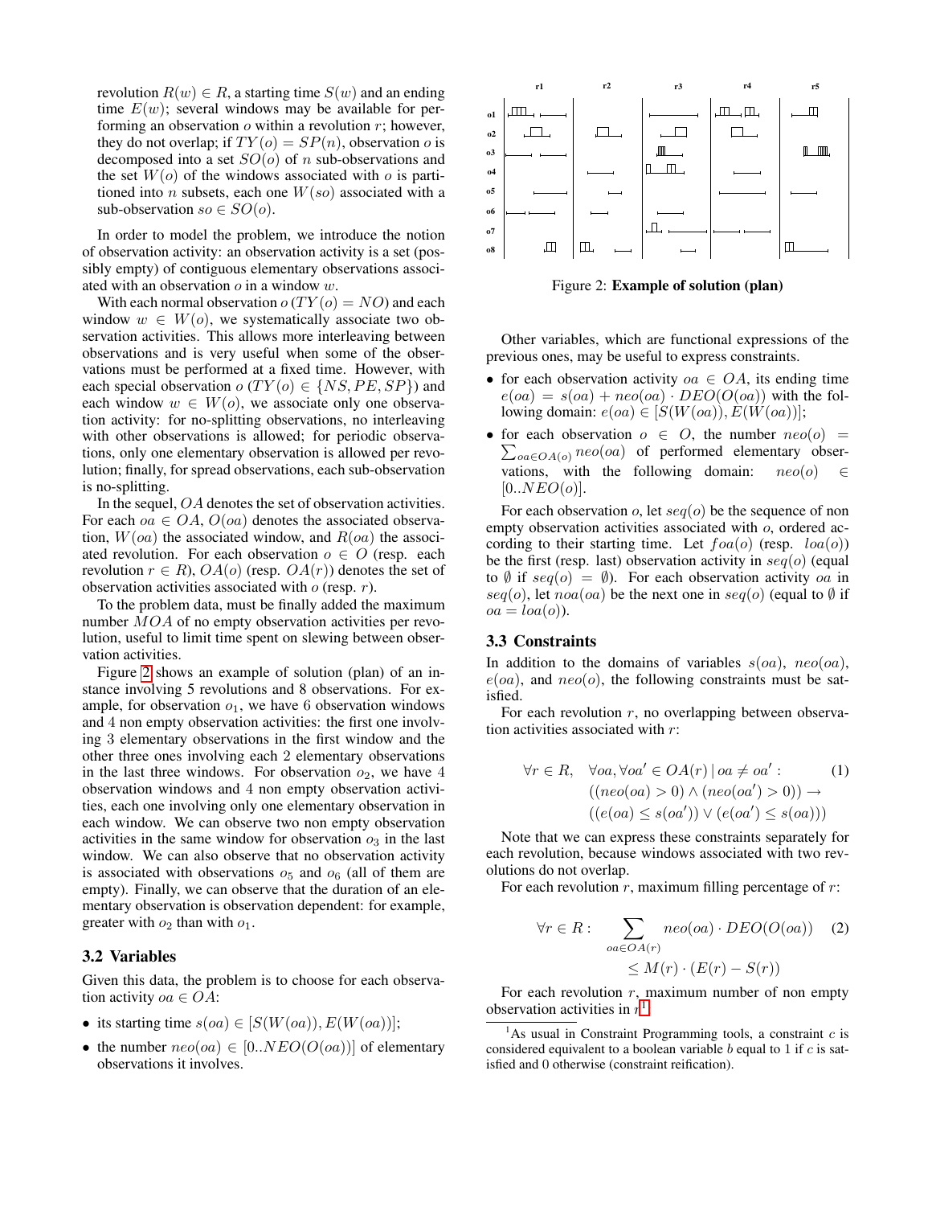revolution $R(w) \in R$, a starting time $S(w)$ and an ending time $E(w)$; several windows may be available for performing an observation $o$ within a revolution $r$; however, they do not overlap; if $TY(o) = SP(n)$, observation $o$ is decomposed into a set $SO(o)$ of $n$ sub-observations and the set $W(o)$ of the windows associated with $o$ is partitioned into $n$ subsets, each one $W(so)$ associated with a sub-observation $so \in SO(o)$.

In order to model the problem, we introduce the notion of observation activity: an observation activity is a set (possibly empty) of contiguous elementary observations associated with an observation $o$ in a window $w$.

With each normal observation $o$ ($TY(o) = NO$) and each window $w \in W(o)$, we systematically associate two observation activities. This allows more interleaving between observations and is very useful when some of the observations must be performed at a fixed time. However, with each special observation $o$ ($TY(o) \in \{NS, PE, SP\}$) and each window $w \in W(o)$, we associate only one observation activity: for no-splitting observations, no interleaving with other observations is allowed; for periodic observations, only one elementary observation is allowed per revolution; finally, for spread observations, each sub-observation is no-splitting.

In the sequel, $OA$ denotes the set of observation activities. For each $oa \in OA$, $O(oa)$ denotes the associated observation, $W(oa)$ the associated window, and $R(oa)$ the associated revolution. For each observation $o \in O$ (resp. each revolution $r \in R$), $OA(o)$ (resp. $OA(r)$) denotes the set of observation activities associated with $o$ (resp. $r$).

To the problem data, must be finally added the maximum number $MOA$ of no empty observation activities per revolution, useful to limit time spent on slewing between observation activities.

Figure 2 shows an example of solution (plan) of an instance involving 5 revolutions and 8 observations. For example, for observation $o_1$, we have 6 observation windows and 4 non empty observation activities: the first one involving 3 elementary observations in the first window and the other three ones involving each 2 elementary observations in the last three windows. For observation $o_2$, we have 4 observation windows and 4 non empty observation activities, each one involving only one elementary observation in each window. We can observe two non empty observation activities in the same window for observation $o_3$ in the last window. We can also observe that no observation activity is associated with observations $o_5$ and $o_6$ (all of them are empty). Finally, we can observe that the duration of an elementary observation is observation dependent: for example, greater with $o_2$ than with $o_1$.

Figure 2: **Example of solution (plan)**

### 3.2 Variables

Given this data, the problem is to choose for each observation activity $oa \in OA$:

- its starting time $s(oa) \in [S(W(oa)), E(W(oa))]$;
- the number $neo(oa) \in [0..NEO(O(oa))]$ of elementary observations it involves.

Other variables, which are functional expressions of the previous ones, may be useful to express constraints.

- for each observation activity $oa \in OA$, its ending time $e(oa) = s(oa) + neo(oa) \cdot DEO(O(oa))$ with the following domain: $e(oa) \in [S(W(oa)), E(W(oa))]$;
- for each observation $o \in O$, the number $neo(o) = \sum_{oa \in OA(o)} neo(oa)$ of performed elementary observations, with the following domain: $neo(o) \in [0..NEO(o)]$.

For each observation $o$, let $seq(o)$ be the sequence of non empty observation activities associated with $o$, ordered according to their starting time. Let $foa(o)$ (resp. $loa(o)$) be the first (resp. last) observation activity in $seq(o)$ (equal to $\emptyset$ if $seq(o) = \emptyset$). For each observation activity $oa$ in $seq(o)$, let $noa(oa)$ be the next one in $seq(o)$ (equal to $\emptyset$ if $oa = loa(o)$).

### 3.3 Constraints

In addition to the domains of variables $s(oa)$, $neo(oa)$, $e(oa)$, and $neo(o)$, the following constraints must be satisfied.

For each revolution $r$, no overlapping between observation activities associated with $r$:

$$\forall r \in R, \quad \forall oa, \forall oa' \in OA(r) \,|\, oa \neq oa' : \quad ((neo(oa) > 0) \wedge (neo(oa') > 0)) \rightarrow ((e(oa) \leq s(oa')) \vee (e(oa') \leq s(oa))) \tag{1}$$

Note that we can express these constraints separately for each revolution, because windows associated with two revolutions do not overlap.

For each revolution $r$, maximum filling percentage of $r$:

$$\forall r \in R : \sum_{oa \in OA(r)} neo(oa) \cdot DEO(O(oa)) \leq M(r) \cdot (E(r) - S(r)) \tag{2}$$

For each revolution $r$, maximum number of non empty observation activities in $r$[1]:

[1]As usual in Constraint Programming tools, a constraint $c$ is considered equivalent to a boolean variable $b$ equal to 1 if $c$ is satisfied and 0 otherwise (constraint reification).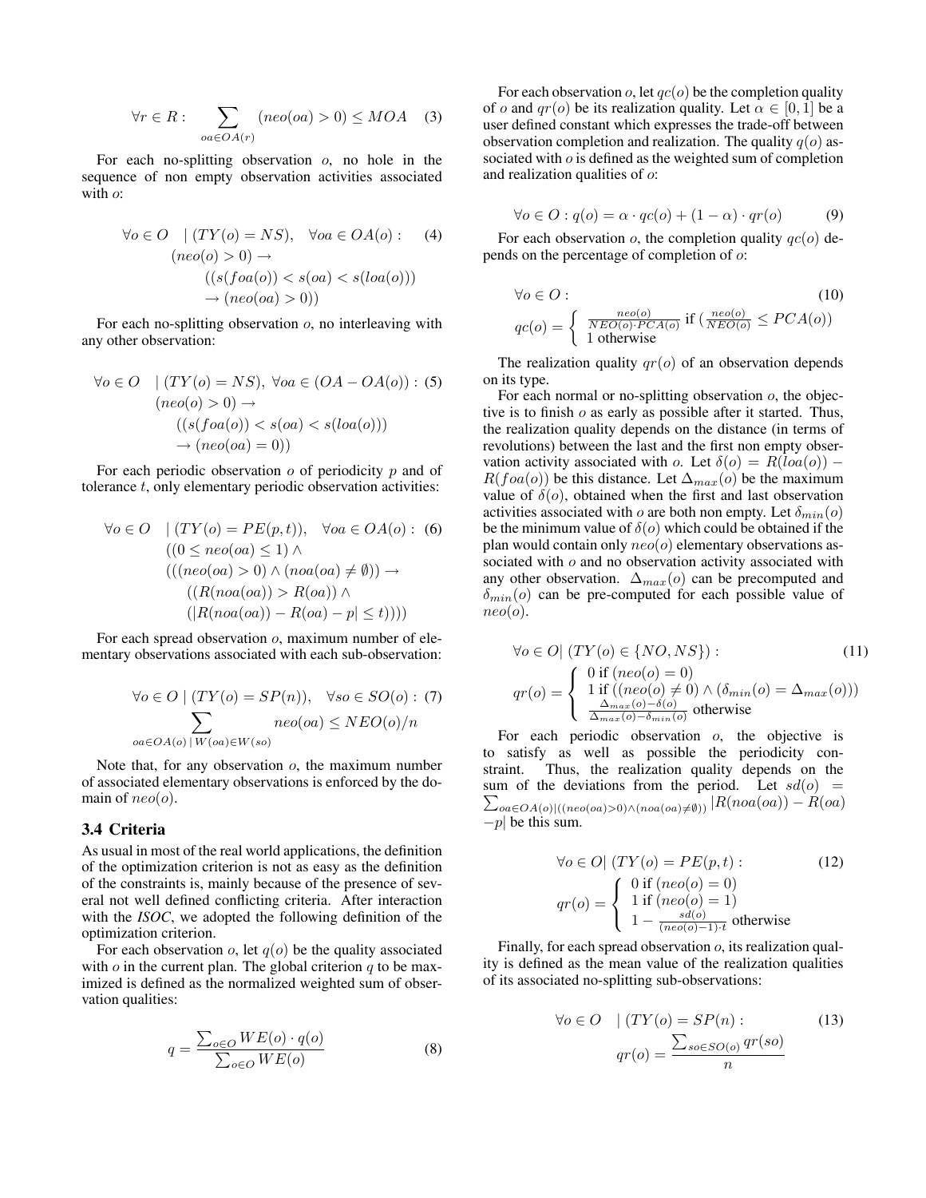$$\forall r \in R : \sum_{oa \in OA(r)} (neo(oa) > 0) \leq MOA \quad (3)$$

For each no-splitting observation $o$, no hole in the sequence of non empty observation activities associated with $o$:

$$\begin{aligned} \forall o \in O \quad &| \; (TY(o) = NS), \quad \forall oa \in OA(o) : \quad (4)\\ &(neo(o) > 0) \rightarrow \\ &\quad ((s(foa(o)) < s(oa) < s(loa(o))) \\ &\quad \rightarrow (neo(oa) > 0)) \end{aligned}$$

For each no-splitting observation $o$, no interleaving with any other observation:

$$\begin{aligned} \forall o \in O \quad &| \; (TY(o) = NS), \; \forall oa \in (OA - OA(o)) : \; (5)\\ &(neo(o) > 0) \rightarrow \\ &\quad ((s(foa(o)) < s(oa) < s(loa(o))) \\ &\quad \rightarrow (neo(oa) = 0)) \end{aligned}$$

For each periodic observation $o$ of periodicity $p$ and of tolerance $t$, only elementary periodic observation activities:

$$\begin{aligned} \forall o \in O \quad &| \; (TY(o) = PE(p,t)), \quad \forall oa \in OA(o) : \; (6)\\ &((0 \leq neo(oa) \leq 1) \wedge \\ &(((neo(oa) > 0) \wedge (noa(oa) \neq \emptyset)) \rightarrow \\ &\quad ((R(noa(oa)) > R(oa)) \wedge \\ &\quad (|R(noa(oa)) - R(oa) - p| \leq t)))) \end{aligned}$$

For each spread observation $o$, maximum number of elementary observations associated with each sub-observation:

$$\begin{aligned} \forall o \in O \; | \; (TY(o) = SP(n)), \quad \forall so \in SO(o) : \; (7)\\ \sum_{oa \in OA(o) \,|\, W(oa) \in W(so)} neo(oa) \leq NEO(o)/n \end{aligned}$$

Note that, for any observation $o$, the maximum number of associated elementary observations is enforced by the domain of $neo(o)$.

### 3.4 Criteria

As usual in most of the real world applications, the definition of the optimization criterion is not as easy as the definition of the constraints is, mainly because of the presence of several not well defined conflicting criteria. After interaction with the ***ISOC***, we adopted the following definition of the optimization criterion.

For each observation $o$, let $q(o)$ be the quality associated with $o$ in the current plan. The global criterion $q$ to be maximized is defined as the normalized weighted sum of observation qualities:

$$q = \frac{\sum_{o \in O} WE(o) \cdot q(o)}{\sum_{o \in O} WE(o)} \quad (8)$$

For each observation $o$, let $qc(o)$ be the completion quality of $o$ and $qr(o)$ be its realization quality. Let $\alpha \in [0, 1]$ be a user defined constant which expresses the trade-off between observation completion and realization. The quality $q(o)$ associated with $o$ is defined as the weighted sum of completion and realization qualities of $o$:

$$\forall o \in O : q(o) = \alpha \cdot qc(o) + (1 - \alpha) \cdot qr(o) \quad (9)$$

For each observation $o$, the completion quality $qc(o)$ depends on the percentage of completion of $o$:

$$\forall o \in O : \quad (10)$$
$$qc(o) = \begin{cases} \frac{neo(o)}{NEO(o) \cdot PCA(o)} \text{ if } (\frac{neo(o)}{NEO(o)} \leq PCA(o)) \\ 1 \text{ otherwise} \end{cases}$$

The realization quality $qr(o)$ of an observation depends on its type.

For each normal or no-splitting observation $o$, the objective is to finish $o$ as early as possible after it started. Thus, the realization quality depends on the distance (in terms of revolutions) between the last and the first non empty observation activity associated with $o$. Let $\delta(o) = R(loa(o)) - R(foa(o))$ be this distance. Let $\Delta_{max}(o)$ be the maximum value of $\delta(o)$, obtained when the first and last observation activities associated with $o$ are both non empty. Let $\delta_{min}(o)$ be the minimum value of $\delta(o)$ which could be obtained if the plan would contain only $neo(o)$ elementary observations associated with $o$ and no observation activity associated with any other observation. $\Delta_{max}(o)$ can be precomputed and $\delta_{min}(o)$ can be pre-computed for each possible value of $neo(o)$.

$$\forall o \in O | \; (TY(o) \in \{NO, NS\}) : \quad (11)$$
$$qr(o) = \begin{cases} 0 \text{ if } (neo(o) = 0) \\ 1 \text{ if } ((neo(o) \neq 0) \wedge (\delta_{min}(o) = \Delta_{max}(o))) \\ \frac{\Delta_{max}(o) - \delta(o)}{\Delta_{max}(o) - \delta_{min}(o)} \text{ otherwise} \end{cases}$$

For each periodic observation $o$, the objective is to satisfy as well as possible the periodicity constraint. Thus, the realization quality depends on the sum of the deviations from the period. Let $sd(o) = \sum_{oa \in OA(o) | ((neo(oa)>0) \wedge (noa(oa) \neq \emptyset))} |R(noa(oa)) - R(oa) - p|$ be this sum.

$$\forall o \in O | \; (TY(o) = PE(p,t) : \quad (12)$$
$$qr(o) = \begin{cases} 0 \text{ if } (neo(o) = 0) \\ 1 \text{ if } (neo(o) = 1) \\ 1 - \frac{sd(o)}{(neo(o)-1) \cdot t} \text{ otherwise} \end{cases}$$

Finally, for each spread observation $o$, its realization quality is defined as the mean value of the realization qualities of its associated no-splitting sub-observations:

$$\forall o \in O \quad | \; (TY(o) = SP(n) : \quad (13)$$
$$qr(o) = \frac{\sum_{so \in SO(o)} qr(so)}{n}$$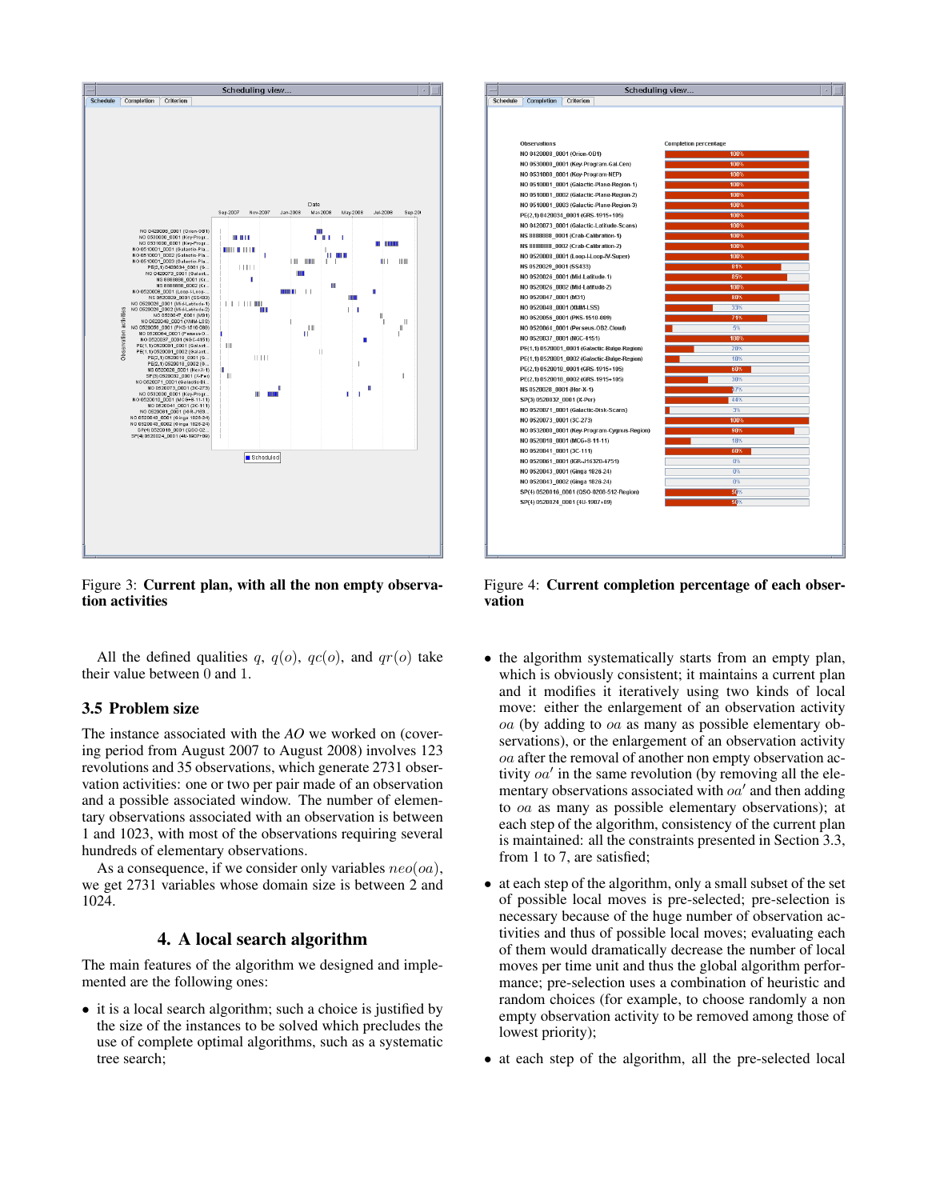Figure 3: **Current plan, with all the non empty observation activities**

Figure 4: **Current completion percentage of each observation**

All the defined qualities $q$, $q(o)$, $qc(o)$, and $qr(o)$ take their value between 0 and 1.

### 3.5 Problem size

The instance associated with the *AO* we worked on (covering period from August 2007 to August 2008) involves 123 revolutions and 35 observations, which generate 2731 observation activities: one or two per pair made of an observation and a possible associated window. The number of elementary observations associated with an observation is between 1 and 1023, with most of the observations requiring several hundreds of elementary observations.

As a consequence, if we consider only variables $neo(oa)$, we get 2731 variables whose domain size is between 2 and 1024.

## 4. A local search algorithm

The main features of the algorithm we designed and implemented are the following ones:

- it is a local search algorithm; such a choice is justified by the size of the instances to be solved which precludes the use of complete optimal algorithms, such as a systematic tree search;
- the algorithm systematically starts from an empty plan, which is obviously consistent; it maintains a current plan and it modifies it iteratively using two kinds of local move: either the enlargement of an observation activity $oa$ (by adding to $oa$ as many as possible elementary observations), or the enlargement of an observation activity $oa$ after the removal of another non empty observation activity $oa'$ in the same revolution (by removing all the elementary observations associated with $oa'$ and then adding to $oa$ as many as possible elementary observations); at each step of the algorithm, consistency of the current plan is maintained: all the constraints presented in Section 3.3, from 1 to 7, are satisfied;
- at each step of the algorithm, only a small subset of the set of possible local moves is pre-selected; pre-selection is necessary because of the huge number of observation activities and thus of possible local moves; evaluating each of them would dramatically decrease the number of local moves per time unit and thus the global algorithm performance; pre-selection uses a combination of heuristic and random choices (for example, to choose randomly a non empty observation activity to be removed among those of lowest priority);
- at each step of the algorithm, all the pre-selected local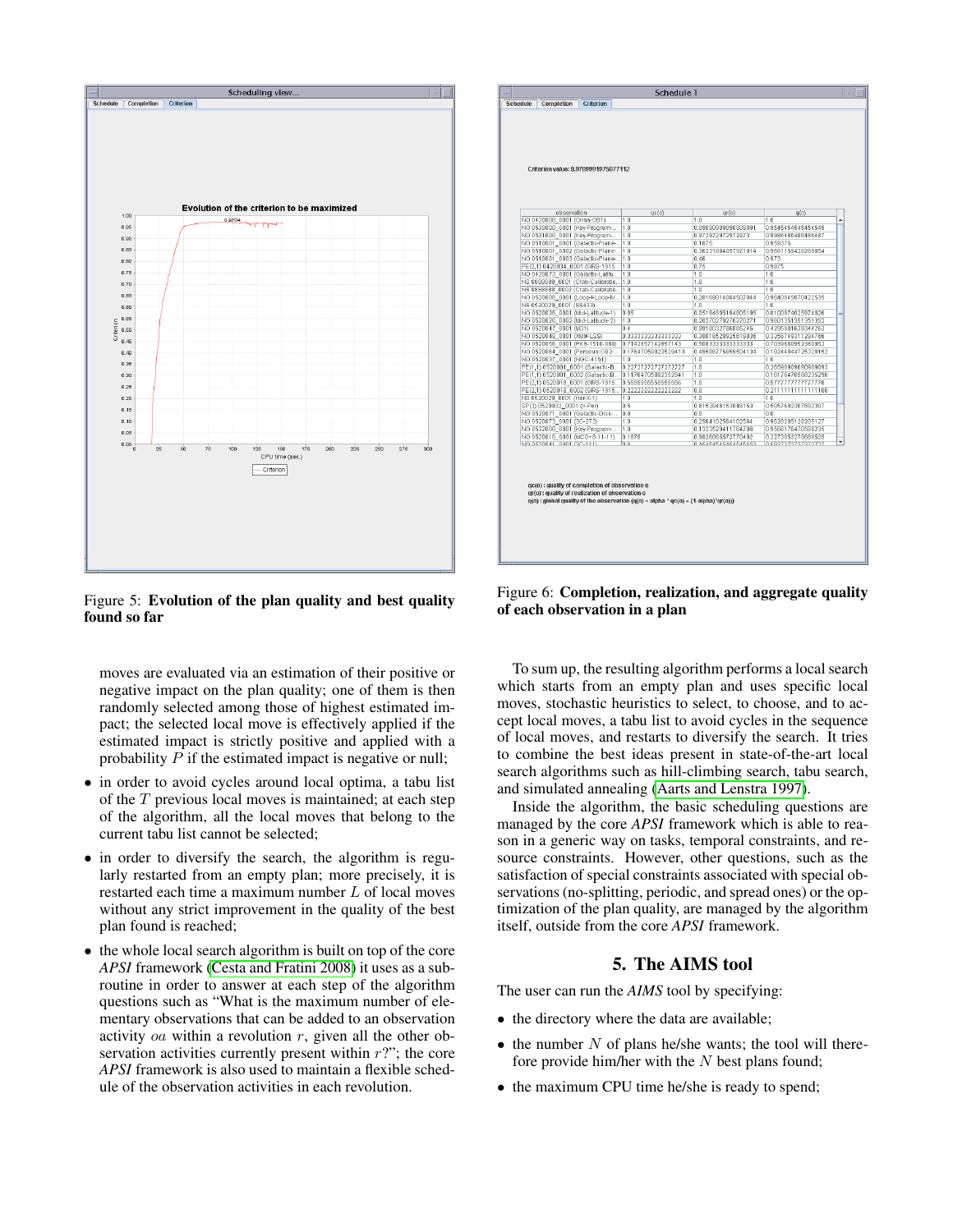Figure 5: **Evolution of the plan quality and best quality found so far**

Figure 6: **Completion, realization, and aggregate quality of each observation in a plan**

moves are evaluated via an estimation of their positive or negative impact on the plan quality; one of them is then randomly selected among those of highest estimated impact; the selected local move is effectively applied if the estimated impact is strictly positive and applied with a probability $P$ if the estimated impact is negative or null;

- in order to avoid cycles around local optima, a tabu list of the $T$ previous local moves is maintained; at each step of the algorithm, all the local moves that belong to the current tabu list cannot be selected;
- in order to diversify the search, the algorithm is regularly restarted from an empty plan; more precisely, it is restarted each time a maximum number $L$ of local moves without any strict improvement in the quality of the best plan found is reached;
- the whole local search algorithm is built on top of the core *APSI* framework (Cesta and Fratini 2008) it uses as a subroutine in order to answer at each step of the algorithm questions such as "What is the maximum number of elementary observations that can be added to an observation activity $oa$ within a revolution $r$, given all the other observation activities currently present within $r$?"; the core *APSI* framework is also used to maintain a flexible schedule of the observation activities in each revolution.

To sum up, the resulting algorithm performs a local search which starts from an empty plan and uses specific local moves, stochastic heuristics to select, to choose, and to accept local moves, a tabu list to avoid cycles in the sequence of local moves, and restarts to diversify the search. It tries to combine the best ideas present in state-of-the-art local search algorithms such as hill-climbing search, tabu search, and simulated annealing (Aarts and Lenstra 1997).

Inside the algorithm, the basic scheduling questions are managed by the core *APSI* framework which is able to reason in a generic way on tasks, temporal constraints, and resource constraints. However, other questions, such as the satisfaction of special constraints associated with special observations (no-splitting, periodic, and spread ones) or the optimization of the plan quality, are managed by the algorithm itself, outside from the core *APSI* framework.

## 5. The AIMS tool

The user can run the *AIMS* tool by specifying:

- the directory where the data are available;
- the number $N$ of plans he/she wants; the tool will therefore provide him/her with the $N$ best plans found;
- the maximum CPU time he/she is ready to spend;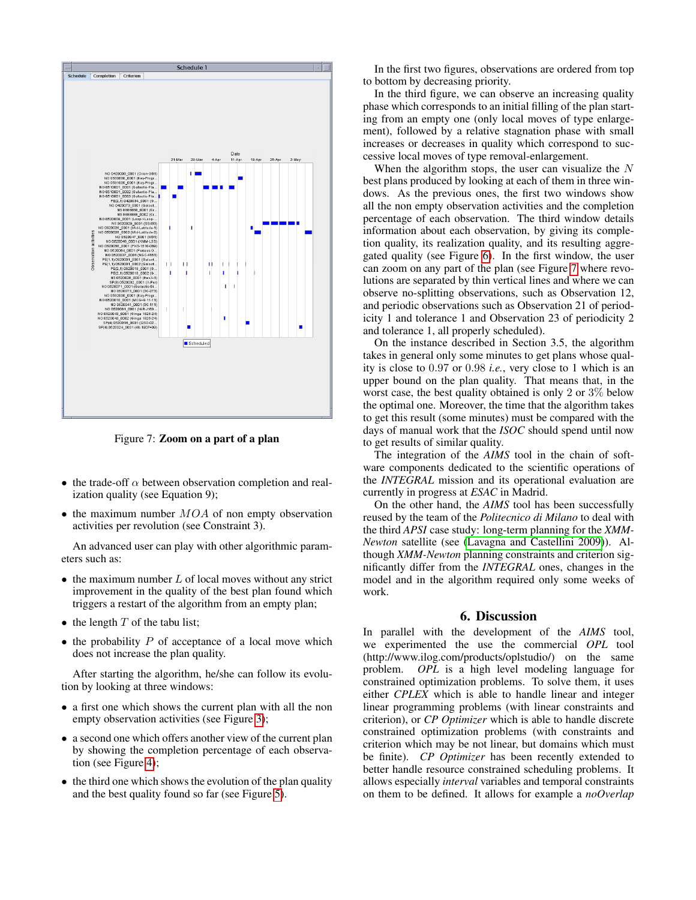Figure 7: **Zoom on a part of a plan**

- the trade-off $\alpha$ between observation completion and realization quality (see Equation 9);
- the maximum number $MOA$ of non empty observation activities per revolution (see Constraint 3).

An advanced user can play with other algorithmic parameters such as:

- the maximum number $L$ of local moves without any strict improvement in the quality of the best plan found which triggers a restart of the algorithm from an empty plan;
- the length $T$ of the tabu list;
- the probability $P$ of acceptance of a local move which does not increase the plan quality.

After starting the algorithm, he/she can follow its evolution by looking at three windows:

- a first one which shows the current plan with all the non empty observation activities (see Figure 3);
- a second one which offers another view of the current plan by showing the completion percentage of each observation (see Figure 4);
- the third one which shows the evolution of the plan quality and the best quality found so far (see Figure 5).

In the first two figures, observations are ordered from top to bottom by decreasing priority.

In the third figure, we can observe an increasing quality phase which corresponds to an initial filling of the plan starting from an empty one (only local moves of type enlargement), followed by a relative stagnation phase with small increases or decreases in quality which correspond to successive local moves of type removal-enlargement.

When the algorithm stops, the user can visualize the $N$ best plans produced by looking at each of them in three windows. As the previous ones, the first two windows show all the non empty observation activities and the completion percentage of each observation. The third window details information about each observation, by giving its completion quality, its realization quality, and its resulting aggregated quality (see Figure 6). In the first window, the user can zoom on any part of the plan (see Figure 7 where revolutions are separated by thin vertical lines and where we can observe no-splitting observations, such as Observation 12, and periodic observations such as Observation 21 of periodicity 1 and tolerance 1 and Observation 23 of periodicity 2 and tolerance 1, all properly scheduled).

On the instance described in Section 3.5, the algorithm takes in general only some minutes to get plans whose quality is close to $0.97$ or $0.98$ *i.e.*, very close to $1$ which is an upper bound on the plan quality. That means that, in the worst case, the best quality obtained is only $2$ or $3\%$ below the optimal one. Moreover, the time that the algorithm takes to get this result (some minutes) must be compared with the days of manual work that the *ISOC* should spend until now to get results of similar quality.

The integration of the *AIMS* tool in the chain of software components dedicated to the scientific operations of the *INTEGRAL* mission and its operational evaluation are currently in progress at *ESAC* in Madrid.

On the other hand, the *AIMS* tool has been successfully reused by the team of the *Politecnico di Milano* to deal with the third *APSI* case study: long-term planning for the *XMM-Newton* satellite (see (Lavagna and Castellini 2009)). Although *XMM-Newton* planning constraints and criterion significantly differ from the *INTEGRAL* ones, changes in the model and in the algorithm required only some weeks of work.

## 6. Discussion

In parallel with the development of the *AIMS* tool, we experimented the use the commercial *OPL* tool (http://www.ilog.com/products/oplstudio/) on the same problem. *OPL* is a high level modeling language for constrained optimization problems. To solve them, it uses either *CPLEX* which is able to handle linear and integer linear programming problems (with linear constraints and criterion), or *CP Optimizer* which is able to handle discrete constrained optimization problems (with constraints and criterion which may be not linear, but domains which must be finite). *CP Optimizer* has been recently extended to better handle resource constrained scheduling problems. It allows especially *interval* variables and temporal constraints on them to be defined. It allows for example a *noOverlap*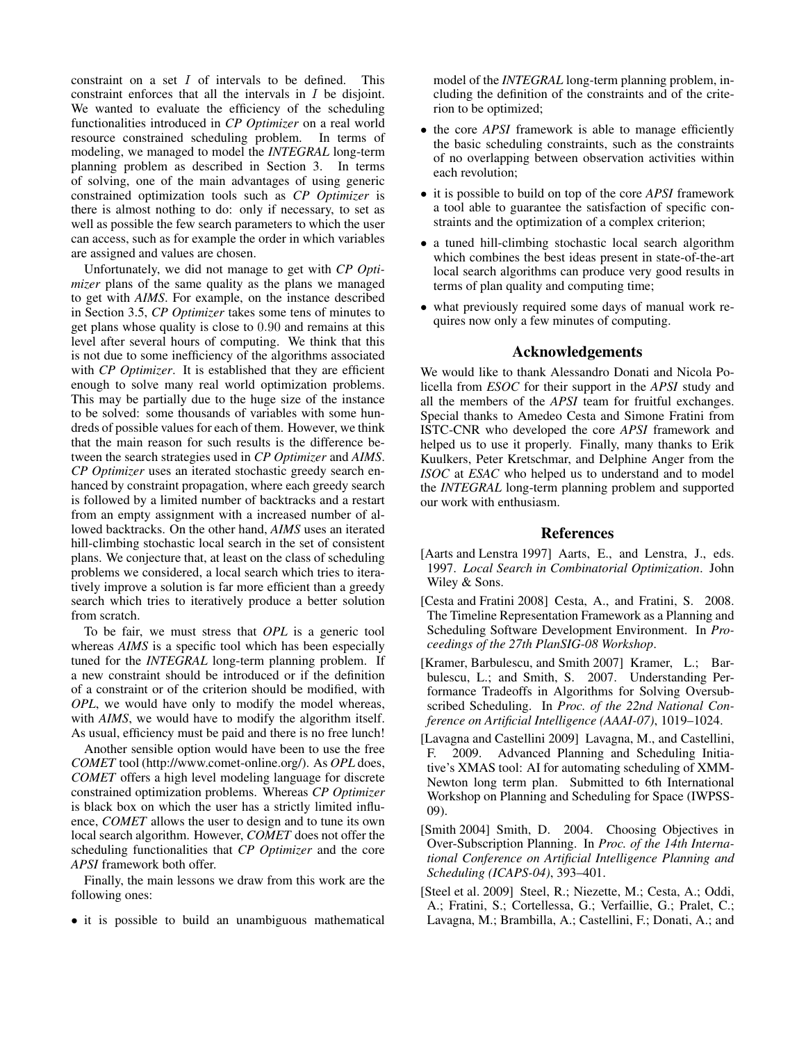constraint on a set $I$ of intervals to be defined. This constraint enforces that all the intervals in $I$ be disjoint. We wanted to evaluate the efficiency of the scheduling functionalities introduced in *CP Optimizer* on a real world resource constrained scheduling problem. In terms of modeling, we managed to model the *INTEGRAL* long-term planning problem as described in Section 3. In terms of solving, one of the main advantages of using generic constrained optimization tools such as *CP Optimizer* is there is almost nothing to do: only if necessary, to set as well as possible the few search parameters to which the user can access, such as for example the order in which variables are assigned and values are chosen.

Unfortunately, we did not manage to get with *CP Optimizer* plans of the same quality as the plans we managed to get with *AIMS*. For example, on the instance described in Section 3.5, *CP Optimizer* takes some tens of minutes to get plans whose quality is close to $0.90$ and remains at this level after several hours of computing. We think that this is not due to some inefficiency of the algorithms associated with *CP Optimizer*. It is established that they are efficient enough to solve many real world optimization problems. This may be partially due to the huge size of the instance to be solved: some thousands of variables with some hundreds of possible values for each of them. However, we think that the main reason for such results is the difference between the search strategies used in *CP Optimizer* and *AIMS*. *CP Optimizer* uses an iterated stochastic greedy search enhanced by constraint propagation, where each greedy search is followed by a limited number of backtracks and a restart from an empty assignment with a increased number of allowed backtracks. On the other hand, *AIMS* uses an iterated hill-climbing stochastic local search in the set of consistent plans. We conjecture that, at least on the class of scheduling problems we considered, a local search which tries to iteratively improve a solution is far more efficient than a greedy search which tries to iteratively produce a better solution from scratch.

To be fair, we must stress that *OPL* is a generic tool whereas *AIMS* is a specific tool which has been especially tuned for the *INTEGRAL* long-term planning problem. If a new constraint should be introduced or if the definition of a constraint or of the criterion should be modified, with *OPL*, we would have only to modify the model whereas, with *AIMS*, we would have to modify the algorithm itself. As usual, efficiency must be paid and there is no free lunch!

Another sensible option would have been to use the free *COMET* tool (http://www.comet-online.org/). As *OPL* does, *COMET* offers a high level modeling language for discrete constrained optimization problems. Whereas *CP Optimizer* is black box on which the user has a strictly limited influence, *COMET* allows the user to design and to tune its own local search algorithm. However, *COMET* does not offer the scheduling functionalities that *CP Optimizer* and the core *APSI* framework both offer.

Finally, the main lessons we draw from this work are the following ones:

- it is possible to build an unambiguous mathematical model of the *INTEGRAL* long-term planning problem, including the definition of the constraints and of the criterion to be optimized;
- the core *APSI* framework is able to manage efficiently the basic scheduling constraints, such as the constraints of no overlapping between observation activities within each revolution;
- it is possible to build on top of the core *APSI* framework a tool able to guarantee the satisfaction of specific constraints and the optimization of a complex criterion;
- a tuned hill-climbing stochastic local search algorithm which combines the best ideas present in state-of-the-art local search algorithms can produce very good results in terms of plan quality and computing time;
- what previously required some days of manual work requires now only a few minutes of computing.

## Acknowledgements

We would like to thank Alessandro Donati and Nicola Policella from *ESOC* for their support in the *APSI* study and all the members of the *APSI* team for fruitful exchanges. Special thanks to Amedeo Cesta and Simone Fratini from ISTC-CNR who developed the core *APSI* framework and helped us to use it properly. Finally, many thanks to Erik Kuulkers, Peter Kretschmar, and Delphine Anger from the *ISOC* at *ESAC* who helped us to understand and to model the *INTEGRAL* long-term planning problem and supported our work with enthusiasm.

## References

[Aarts and Lenstra 1997] Aarts, E., and Lenstra, J., eds. 1997. *Local Search in Combinatorial Optimization*. John Wiley & Sons.

[Cesta and Fratini 2008] Cesta, A., and Fratini, S. 2008. The Timeline Representation Framework as a Planning and Scheduling Software Development Environment. In *Proceedings of the 27th PlanSIG-08 Workshop*.

[Kramer, Barbulescu, and Smith 2007] Kramer, L.; Barbulescu, L.; and Smith, S. 2007. Understanding Performance Tradeoffs in Algorithms for Solving Oversubscribed Scheduling. In *Proc. of the 22nd National Conference on Artificial Intelligence (AAAI-07)*, 1019–1024.

[Lavagna and Castellini 2009] Lavagna, M., and Castellini, F. 2009. Advanced Planning and Scheduling Initiative's XMAS tool: AI for automating scheduling of XMM-Newton long term plan. Submitted to 6th International Workshop on Planning and Scheduling for Space (IWPSS-09).

[Smith 2004] Smith, D. 2004. Choosing Objectives in Over-Subscription Planning. In *Proc. of the 14th International Conference on Artificial Intelligence Planning and Scheduling (ICAPS-04)*, 393–401.

[Steel et al. 2009] Steel, R.; Niezette, M.; Cesta, A.; Oddi, A.; Fratini, S.; Cortellessa, G.; Verfaillie, G.; Pralet, C.; Lavagna, M.; Brambilla, A.; Castellini, F.; Donati, A.; and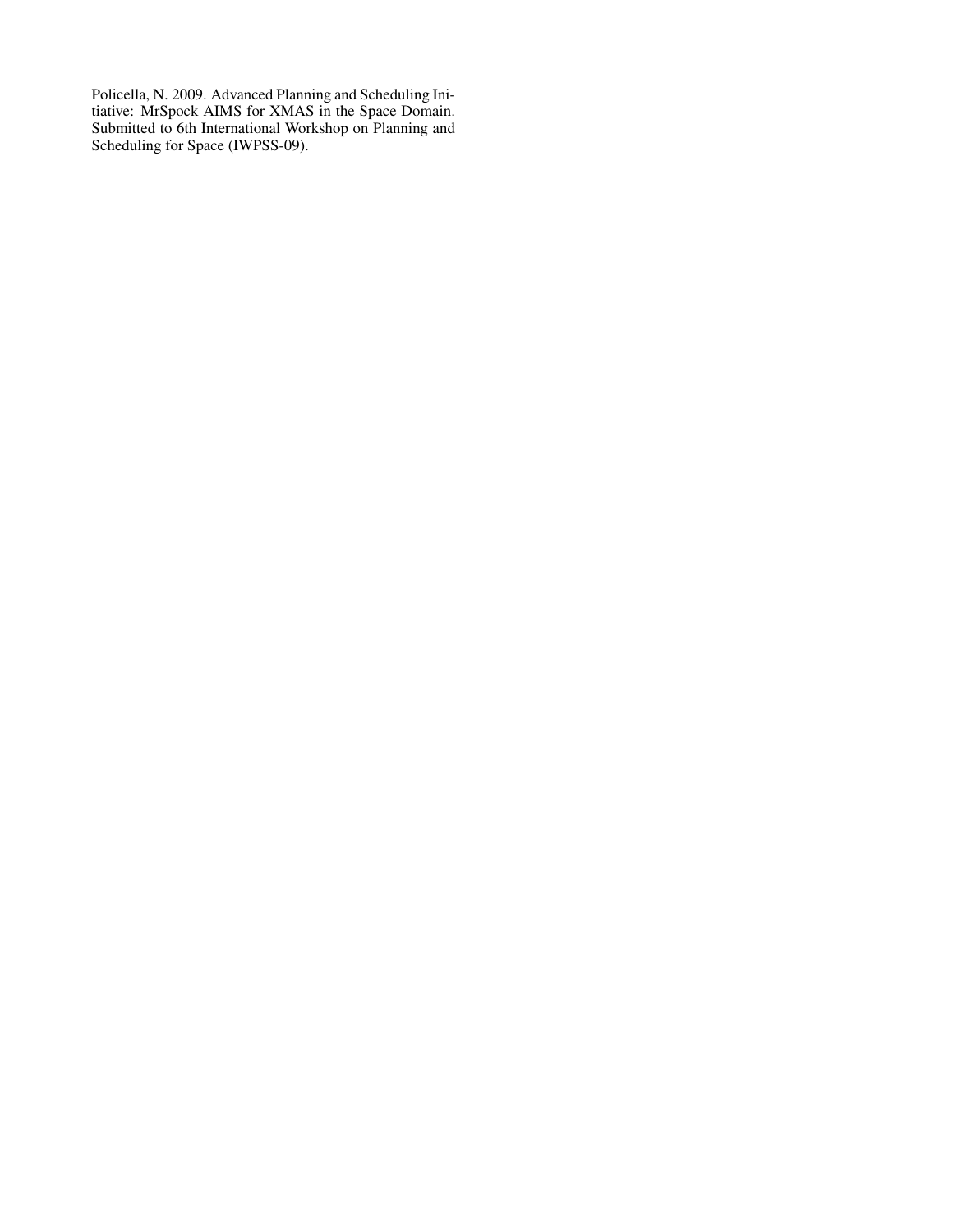Policella, N. 2009. Advanced Planning and Scheduling Initiative: MrSpock AIMS for XMAS in the Space Domain. Submitted to 6th International Workshop on Planning and Scheduling for Space (IWPSS-09).